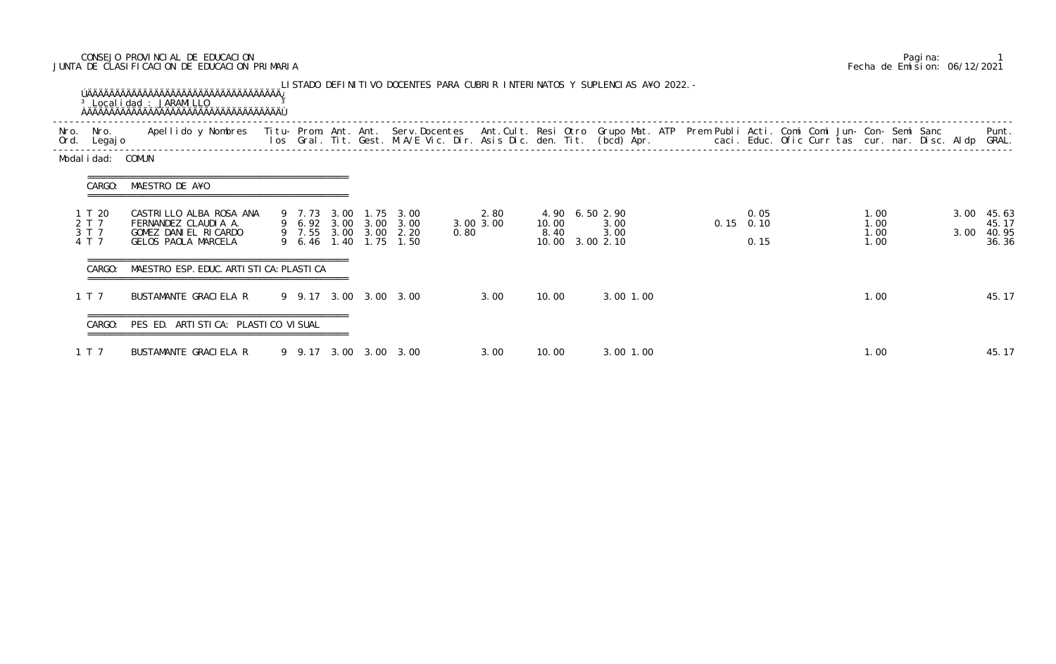CONSEJO PROVINCIAL DE EDUCACION
JUNTA DE CLASIFICACION DE EDUCACION PRIMARIA

Fecha de Emision: 06/12/2021

LISTADO DEFINITIVO DOCENTES PARA CUBRIR INTERINATOS Y SUPLENCIAS A¥O 2022.-

Localidad : JARAMILLO

Modalidad: COMUN

**CARGO: MAESTRO DE A¥O**

| Nro. Ord. | Nro. Legajo | Apellido y Nombres | Titulos | Prom. Gral. | Ant. Tit. | Ant. Gest. | Serv.Docentes M.A/E Vic. Dir. | Ant.Cult. Asis Dic. | Resi den. | Otro Tit. | Grupo Mat. (bcd) | ATP Apr. | Prem | Publi caci. | Acti. Educ. | Comi Ofic | Comi Curr | Jun- tas | Con- cur. | Semi nar. | Sanc Disc. | Aldp | Punt. GRAL. |
|---|---|---|---|---|---|---|---|---|---|---|---|---|---|---|---|---|---|---|---|---|---|---|---|
| 1 | T 20 | CASTRILLO ALBA ROSA ANA | 9 | 7.73 | 3.00 | 1.75 | 3.00 | 2.80 | 4.90 | 6.50 | 2.90 | | | | 0.05 | | | | 1.00 | | | 3.00 | 45.63 |
| 2 | T 7 | FERNANDEZ CLAUDIA A. | 9 | 6.92 | 3.00 | 3.00 | 3.00 | 3.00 3.00 | 10.00 | | 3.00 | | | 0.15 | 0.10 | | | | 1.00 | | | | 45.17 |
| 3 | T 7 | GOMEZ DANIEL RICARDO | 9 | 7.55 | 3.00 | 3.00 | 2.20 | 0.80 | 8.40 | | 3.00 | | | | | | | | 1.00 | | | 3.00 | 40.95 |
| 4 | T 7 | GELOS PAOLA MARCELA | 9 | 6.46 | 1.40 | 1.75 | 1.50 | | 10.00 | 3.00 | 2.10 | | | | 0.15 | | | | 1.00 | | | | 36.36 |

**CARGO: MAESTRO ESP. EDUC. ARTISTICA: PLASTICA**

| Nro. Ord. | Nro. Legajo | Apellido y Nombres | Titulos | Prom. Gral. | Ant. Tit. | Ant. Gest. | Serv.Docentes M.A/E Vic. Dir. | Ant.Cult. Asis Dic. | Resi den. | Otro Tit. | Grupo Mat. (bcd) | ATP Apr. | Prem | Publi caci. | Acti. Educ. | Comi Ofic | Comi Curr | Jun- tas | Con- cur. | Semi nar. | Sanc Disc. | Aldp | Punt. GRAL. |
|---|---|---|---|---|---|---|---|---|---|---|---|---|---|---|---|---|---|---|---|---|---|---|---|
| 1 | T 7 | BUSTAMANTE GRACIELA R | 9 | 9.17 | 3.00 | 3.00 | 3.00 | 3.00 | 10.00 | | 3.00 | 1.00 | | | | | | | 1.00 | | | | 45.17 |

**CARGO: PES ED. ARTISTICA: PLASTICO VISUAL**

| Nro. Ord. | Nro. Legajo | Apellido y Nombres | Titulos | Prom. Gral. | Ant. Tit. | Ant. Gest. | Serv.Docentes M.A/E Vic. Dir. | Ant.Cult. Asis Dic. | Resi den. | Otro Tit. | Grupo Mat. (bcd) | ATP Apr. | Prem | Publi caci. | Acti. Educ. | Comi Ofic | Comi Curr | Jun- tas | Con- cur. | Semi nar. | Sanc Disc. | Aldp | Punt. GRAL. |
|---|---|---|---|---|---|---|---|---|---|---|---|---|---|---|---|---|---|---|---|---|---|---|---|
| 1 | T 7 | BUSTAMANTE GRACIELA R | 9 | 9.17 | 3.00 | 3.00 | 3.00 | 3.00 | 10.00 | | 3.00 | 1.00 | | | | | | | 1.00 | | | | 45.17 |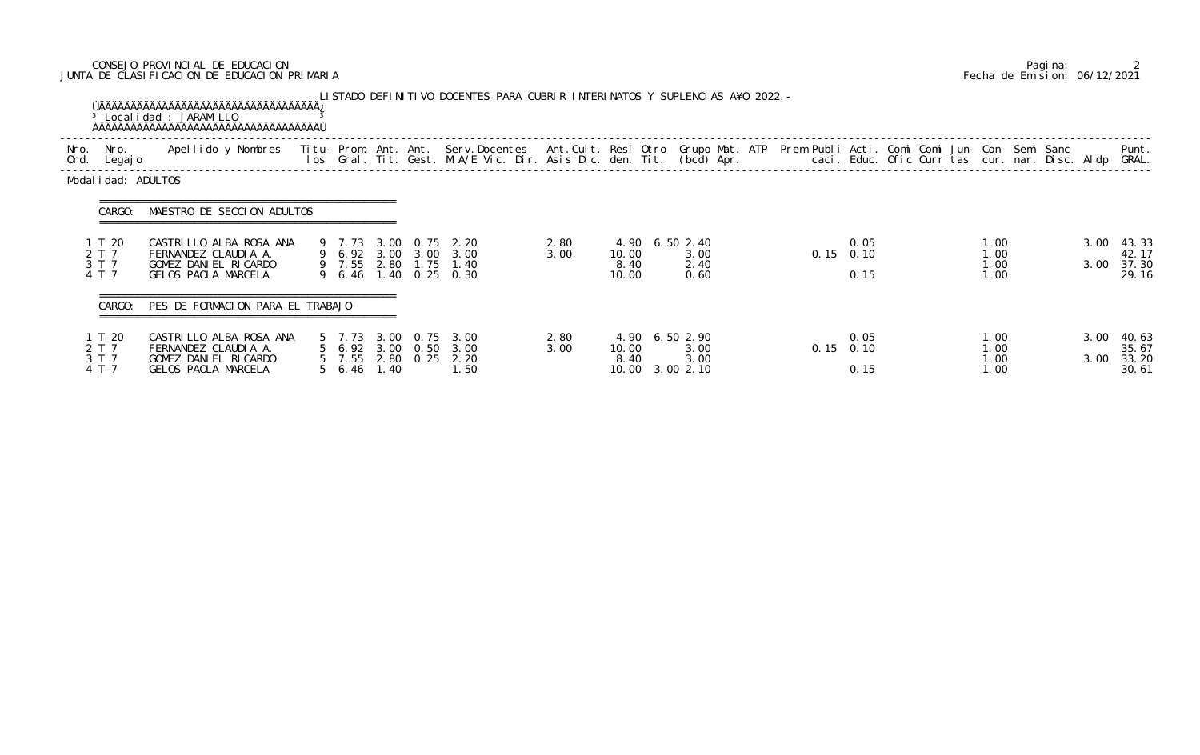CONSEJO PROVINCIAL DE EDUCACION
JUNTA DE CLASIFICACION DE EDUCACION PRIMARIA

Pagina: 2
Fecha de Emision: 06/12/2021

LISTADO DEFINITIVO DOCENTES PARA CUBRIR INTERINATOS Y SUPLENCIAS A¥O 2022.-

Localidad : JARAMILLO

Modalidad: ADULTOS

CARGO: MAESTRO DE SECCION ADULTOS

| Nro. Ord. | Nro. Legajo | Apellido y Nombres | Titulos | Prom. Gral. | Ant. Tit. | Ant. Gest. | Serv.Docentes M.A/E Vic. Dir. | Ant.Cult. Asis Dic. | Resi den. | Otro Tit. | Grupo Mat. (bcd) | ATP Apr. | Prem | Publi caci. | Acti. Educ. | Comi Ofic | Comi Curr | Jun- tas | Con- cur. | Semi nar. | Sanc Disc. | Aldp | Punt. GRAL. |
|---|---|---|---|---|---|---|---|---|---|---|---|---|---|---|---|---|---|---|---|---|---|---|---|
| 1 | T 20 | CASTRILLO ALBA ROSA ANA | 9 | 7.73 | 3.00 | 0.75 | 2.20 | 2.80 | 4.90 | 6.50 | 2.40 | | | | 0.05 | | | | 1.00 | | | 3.00 | 43.33 |
| 2 | T 7 | FERNANDEZ CLAUDIA A. | 9 | 6.92 | 3.00 | 3.00 | 3.00 | 3.00 | 10.00 | | 3.00 | | | 0.15 | 0.10 | | | | 1.00 | | | | 42.17 |
| 3 | T 7 | GOMEZ DANIEL RICARDO | 9 | 7.55 | 2.80 | 1.75 | 1.40 | | 8.40 | | 2.40 | | | | | | | | 1.00 | | | 3.00 | 37.30 |
| 4 | T 7 | GELOS PAOLA MARCELA | 9 | 6.46 | 1.40 | 0.25 | 0.30 | | 10.00 | | 0.60 | | | | 0.15 | | | | 1.00 | | | | 29.16 |

CARGO: PES DE FORMACION PARA EL TRABAJO

| Nro. Ord. | Nro. Legajo | Apellido y Nombres | Titulos | Prom. Gral. | Ant. Tit. | Ant. Gest. | Serv.Docentes M.A/E Vic. Dir. | Ant.Cult. Asis Dic. | Resi den. | Otro Tit. | Grupo Mat. (bcd) | ATP Apr. | Prem | Publi caci. | Acti. Educ. | Comi Ofic | Comi Curr | Jun- tas | Con- cur. | Semi nar. | Sanc Disc. | Aldp | Punt. GRAL. |
|---|---|---|---|---|---|---|---|---|---|---|---|---|---|---|---|---|---|---|---|---|---|---|---|
| 1 | T 20 | CASTRILLO ALBA ROSA ANA | 5 | 7.73 | 3.00 | 0.75 | 3.00 | 2.80 | 4.90 | 6.50 | 2.90 | | | | 0.05 | | | | 1.00 | | | 3.00 | 40.63 |
| 2 | T 7 | FERNANDEZ CLAUDIA A. | 5 | 6.92 | 3.00 | 0.50 | 3.00 | 3.00 | 10.00 | | 3.00 | | | 0.15 | 0.10 | | | | 1.00 | | | | 35.67 |
| 3 | T 7 | GOMEZ DANIEL RICARDO | 5 | 7.55 | 2.80 | 0.25 | 2.20 | | 8.40 | | 3.00 | | | | | | | | 1.00 | | | 3.00 | 33.20 |
| 4 | T 7 | GELOS PAOLA MARCELA | 5 | 6.46 | 1.40 | | 1.50 | | 10.00 | 3.00 | 2.10 | | | | 0.15 | | | | 1.00 | | | | 30.61 |